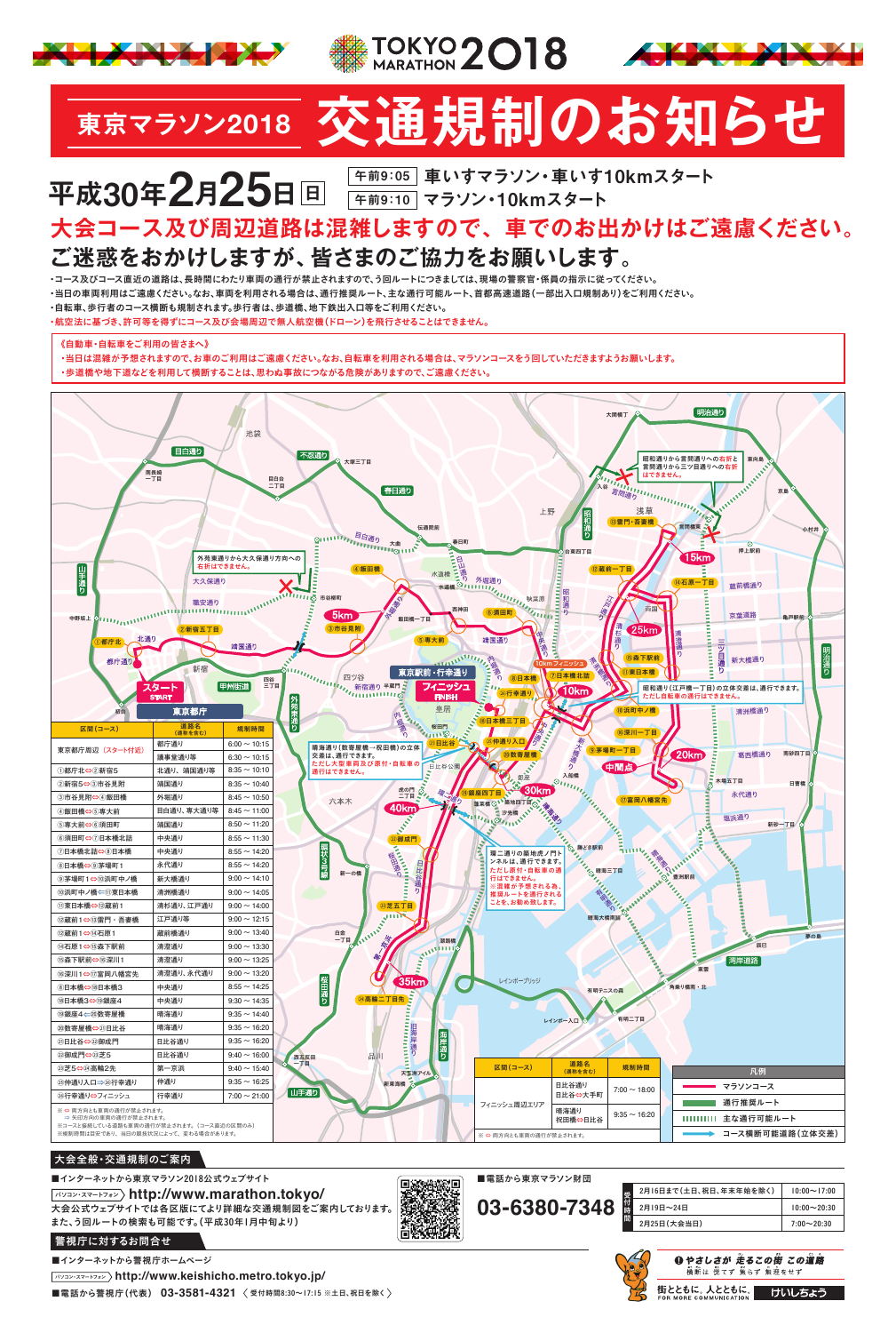# TOKYO MARATHON 2018

## 東京マラソン2018 交通規制のお知らせ

**平成30年2月25日㊐**

| | |
|---|---|
| 午前9:05 | 車いすマラソン・車いす10kmスタート |
| 午前9:10 | マラソン・10kmスタート |

**大会コース及び周辺道路は混雑しますので、車でのお出かけはご遠慮ください。**

**ご迷惑をおかけしますが、皆さまのご協力をお願いします。**

- ・コース及びコース直近の道路は、長時間にわたり車両の通行が禁止されますので、う回ルートにつきましては、現場の警察官・係員の指示に従ってください。
- ・当日の車両利用はご遠慮ください。なお、車両を利用される場合は、通行推奨ルート、主な通行可能ルート、首都高速道路（一部出入口規制あり）をご利用ください。
- ・自転車、歩行者のコース横断も規制されます。歩行者は、歩道橋、地下鉄出入口等をご利用ください。
- ・航空法に基づき、許可等を得ずにコース及び会場周辺で無人航空機（ドローン）を飛行させることはできません。

《自動車・自転車をご利用の皆さまへ》

- ・当日は混雑が予想されますので、お車のご利用はご遠慮ください。なお、自転車を利用される場合は、マラソンコースをう回していただきますようお願いします。
- ・歩道橋や地下道などを利用して横断することは、思わぬ事故につながる危険がありますので、ご遠慮ください。

- 外苑東通りから大久保通り方向への右折はできません。
- 昭和通りから言問通りへの右折と言問通りから三ツ目通りへの右折はできません。
- 晴海通り（数寄屋橋・祝田橋）の立体交差は、通行できます。ただし大型車両及び原付・自転車の通行はできません。
- 昭和通り（江戸橋一丁目）の立体交差は、通行できます。ただし自転車の通行はできません。
- 環二通りの築地虎ノ門トンネルは、通行できます。ただし原付・自転車の通行はできません。※混雑が予想される為、推奨ルートを通行されることを、お勧め致します。

| 区間（コース） | 道路名（通称を含む） | 規制時間 |
|---|---|---|
| 東京都庁周辺（スタート付近） | 都庁通り | 6:00 ～ 10:15 |
| | 議事堂通り等 | 6:30 ～ 10:15 |
| ①都庁北⇔②新宿5 | 北通り、靖国通り等 | 8:35 ～ 10:10 |
| ②新宿5⇔③市谷見附 | 靖国通り | 8:35 ～ 10:40 |
| ③市谷見附⇔④飯田橋 | 外堀通り | 8:45 ～ 10:50 |
| ④飯田橋⇔⑤専大前 | 目白通り、専大通り等 | 8:45 ～ 11:00 |
| ⑤専大前⇔⑥須田町 | 靖国通り | 8:50 ～ 11:20 |
| ⑥須田町⇔⑦日本橋北詰 | 中央通り | 8:55 ～ 11:30 |
| ⑦日本橋北詰⇔⑧日本橋 | 中央通り | 8:55 ～ 14:20 |
| ⑧日本橋⇔⑨茅場町1 | 永代通り | 8:55 ～ 14:20 |
| ⑨茅場町1⇔⑩浜町中ノ橋 | 新大橋通り | 9:00 ～ 14:10 |
| ⑩浜町中ノ橋⇔⑪東日本橋 | 清洲橋通り | 9:00 ～ 14:05 |
| ⑪東日本橋⇔⑫蔵前1 | 清杉通り、江戸通り | 9:00 ～ 14:00 |
| ⑫蔵前1⇔⑬雷門・吾妻橋 | 江戸通り等 | 9:00 ～ 12:15 |
| ⑫蔵前1⇔⑭石原1 | 蔵前橋通り | 9:00 ～ 13:40 |
| ⑭石原1⇔⑮森下駅前 | 清澄通り | 9:00 ～ 13:30 |
| ⑮森下駅前⇔⑯深川1 | 清澄通り | 9:00 ～ 13:25 |
| ⑯深川1⇔⑰富岡八幡宮先 | 清澄通り、永代通り | 9:00 ～ 13:20 |
| ⑧日本橋⇔⑱日本橋3 | 中央通り | 8:55 ～ 14:25 |
| ⑱日本橋3⇔⑲銀座4 | 中央通り | 9:30 ～ 14:35 |
| ⑲銀座4⇔⑳数寄屋橋 | 晴海通り | 9:35 ～ 14:40 |
| ⑳数寄屋橋⇔㉑日比谷 | 晴海通り | 9:35 ～ 16:20 |
| ㉑日比谷⇔㉒御成門 | 日比谷通り | 9:35 ～ 16:20 |
| ㉒御成門⇔㉓芝5 | 日比谷通り | 9:40 ～ 16:00 |
| ㉓芝5⇔㉔高輪2先 | 第一京浜 | 9:40 ～ 15:40 |
| ㉕仲通り入口⇔㉖行幸通り | 仲通り | 9:35 ～ 16:25 |
| ㉖行幸通り⇔フィニッシュ | 行幸通り | 7:00 ～ 21:00 |

※ ⇔ 両方向とも車両の通行が禁止されます。
※ → 矢印方向の車両の通行が禁止されます。
※コースと接続している道路も車両の通行が禁止されます。（コース直近の区間のみ）
※規制時間は目安であり、当日の競技状況によって、変わる場合があります。

| 区間（コース） | 道路名（通称を含む） | 規制時間 |
|---|---|---|
| フィニッシュ周辺エリア | 日比谷通り 日比谷⇔大手町 | 7:00 ～ 18:00 |
| | 晴海通り 祝田橋⇔日比谷 | 9:35 ～ 16:20 |

※ ⇔ 両方向とも車両の通行が禁止されます。

**凡例**
- マラソンコース
- 通行推奨ルート
- 主な通行可能ルート
- コース横断可能道路（立体交差）

## 大会全般・交通規制のご案内

■インターネットから東京マラソン2018公式ウェブサイト

パソコン・スマートフォン http://www.marathon.tokyo/

大会公式ウェブサイトでは各区版により詳細な交通規制図をご案内しております。また、う回ルートの検索も可能です。（平成30年1月中旬より）

■電話から東京マラソン財団

**03-6380-7348**

| 受付時間 | |
|---|---|
| 2月16日まで（土日、祝日、年末年始を除く） | 10:00～17:00 |
| 2月19日～24日 | 10:00～20:30 |
| 2月25日（大会当日） | 7:00～20:30 |

## 警視庁に対するお問合せ

■インターネットから警視庁ホームページ

パソコン・スマートフォン http://www.keishicho.metro.tokyo.jp/

■電話から警視庁（代表） 03-3581-4321 〈受付時間8:30～17:15 ※土日、祝日を除く〉

やさしさが 走るこの街 この道路 ― 横断は 急がず 焦らず 無理をせず

街とともに、人とともに。 FOR MORE COMMUNICATION けいしちょう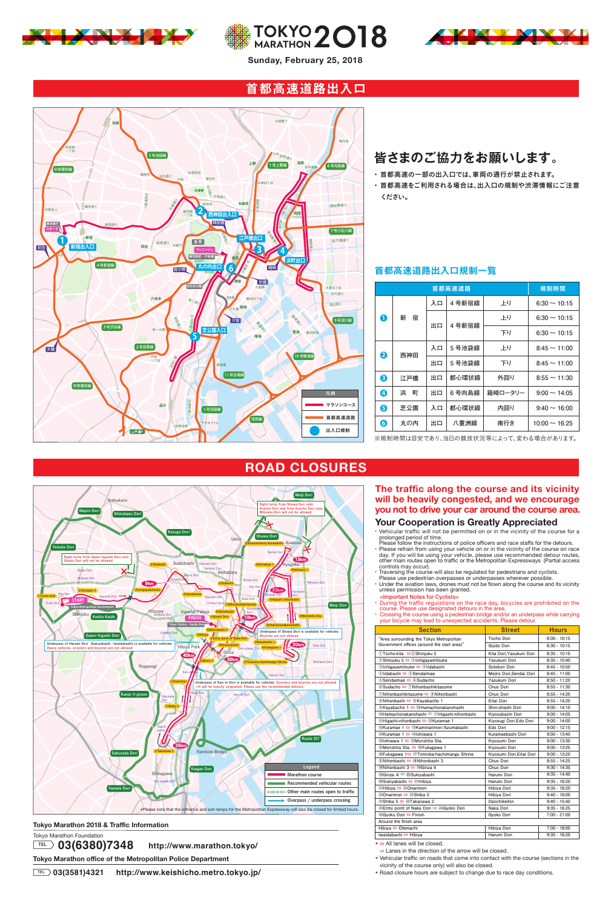# TOKYO MARATHON 2018

Sunday, February 25, 2018

## 首都高速道路出入口

凡例
マラソンコース
首都高速道路
出入口規制

## 皆さまのご協力をお願いします。

- 首都高速の一部の出入口では、車両の通行が禁止されます。
- 首都高速をご利用される場合は、出入口の規制や渋滞情報にご注意ください。

### 首都高速道路出入口規制一覧

| 首都高速道路 | | | | | 規制時間 |
|---|---|---|---|---|---|
| ❶ | 新宿 | 入口 | 4号新宿線 | 上り | 6:30 〜 10:15 |
| | | 出口 | 4号新宿線 | 上り | 6:30 〜 10:15 |
| | | | | 下り | 6:30 〜 10:15 |
| ❷ | 西神田 | 入口 | 5号池袋線 | 上り | 8:45 〜 11:00 |
| | | 出口 | 5号池袋線 | 下り | 8:45 〜 11:00 |
| ❸ | 江戸橋 | 出口 | 都心環状線 | 外回り | 8:55 〜 11:30 |
| ❹ | 浜町 | 出口 | 6号向島線 | 箱崎ロータリー | 9:00 〜 14:05 |
| ❺ | 芝公園 | 入口 | 都心環状線 | 内回り | 9:40 〜 16:00 |
| ❻ | 丸の内 | 出口 | 八重洲線 | 南行き | 10:00 〜 16:25 |

※規制時間は目安であり、当日の競技状況等によって、変わる場合があります。

## ROAD CLOSURES

Legend
Marathon course
Recommended vehicular routes
Other main routes open to traffic
Overpass / underpass crossing

Right turns from Gaien-higashi Dori onto Okubo Dori will not be allowed.

Right turns from Showa Dori onto Kototoi Dori and from Kototoi Dori onto Mitsuma Dori will not be allowed.

Underpass of Harumi Dori (Sukiyabashi - Iwaidabashi) is available for vehicles. Heavy vehicles, scooters and bicycles are not allowed.

Underpass of Showa Dori is available for vehicles. Bicycles are not allowed.

Underpass of Kan-ni Dori is available for vehicles. Scooters and bicycles are not allowed. ※It will be heavily congested. Please use the recommended detour.

*Please note that the entrance and exit ramps for the Metropolitan Expressway will also be closed for limited hours.

### The traffic along the course and its vicinity will be heavily congested, and we encourage you not to drive your car around the course area.

### Your Cooperation is Greatly Appreciated

- Vehicular traffic will not be permitted on or in the vicinity of the course for a prolonged period of time. Please follow the instructions of police officers and race staffs for the detours.
- Please refrain from using your vehicle on or in the vicinity of the course on race day. If you will be using your vehicle, please use recommended detour routes, other main routes open to traffic or the Metropolitan Expressways (Partial access controls may occur).
- Traversing the course will also be regulated for pedestrians and cyclists. Please use pedestrian overpasses or underpasses wherever possible.
- Under the aviation laws, drones must not be flown along the course and its vicinity unless permission has been granted.

<Important Notes for Cyclists>
- During the traffic regulations on the race day, bicycles are prohibited on the course. Please use designated detours in the area.
- Crossing the course using a pedestrian bridge and/or an underpass while carrying your bicycle may lead to unexpected accidents. Please detour.

| Section | Street | Hours |
|---|---|---|
| "Area surrounding the Tokyo Metropolitan Government offices (around the start area)" | Tocho Dori | 6:00 - 10:15 |
| | Gijido Dori | 6:30 - 10:15 |
| ①Tocho-kita ⇔ ②Shinjuku 5 | Kita Dori,Yasukuni Dori | 8:35 - 10:10 |
| ②Shinjuku 5 ⇔ ③Ichigayamitsuke | Yasukuni Dori | 8:35 - 10:40 |
| ③Ichigayamitsuke ⇔ ④Iidabashi | Sotobori Dori | 8:45 - 10:50 |
| ④Iidabashi ⇔ ⑤Sendaimae | Mejiro Dori,Sendai Dori | 8:45 - 11:00 |
| ⑤Sendaimae ⇔ ⑥Sudacho | Yasukuni Dori | 8:50 - 11:20 |
| ⑥Sudacho ⇔ ⑦Nihonbashikitazume | Chuo Dori | 8:55 - 11:30 |
| ⑦Nihonbashikitazume ⇔ ⑧Nihonbashi | Chuo Dori | 8:55 - 14:20 |
| ⑧Nihonbashi ⇔ ⑨Kayabacho 1 | Eitai Dori | 8:55 - 14:20 |
| ⑨Kayabacho 1 ⇔ ⑩Hamachonakanohashi | Shin-ohashi Dori | 9:00 - 14:10 |
| ⑩Hamachonakanohashi ⇐ ⑪Higashi-nihonbashi | Kiyosubashi Dori | 9:00 - 14:05 |
| ⑪Higashi-nihonbashi ⇔ ⑫Kuramae 1 | Kiyosugi Dori,Edo Dori | 9:00 - 14:00 |
| ⑫Kuramae 1 ⇔ ⑬Kaminarimon/Azumabashi | Edo Dori | 9:00 - 12:15 |
| ⑫Kuramae 1 ⇔ ⑭Ishiwara 1 | Kuramaebashi Dori | 9:00 - 13:40 |
| ⑭Ishiwara 1 ⇔ ⑮Morishita Sta. | Kiyosumi Dori | 9:00 - 13:30 |
| ⑮Morishita Sta. ⇔ ⑯Fukagawa 1 | Kiyosumi Dori | 9:00 - 13:25 |
| ⑯Fukagawa 1⇔ ⑰Tomioka-hachimangu Shrine | Kiyosumi Dori,Eitai Dori | 9:00 - 13:20 |
| ⑧Nihonbashi ⇔ ⑱Nihonbashi 3 | Chuo Dori | 8:55 - 14:25 |
| ⑱Nihonbashi 3 ⇔ ⑲Ginza 4 | Chuo Dori | 9:30 - 14:35 |
| ⑲Ginza 4 ⇐ ⑳Sukiyabashi | Harumi Dori | 9:35 - 14:40 |
| ⑳Sukiyabashi ⇔ ㉑Hibiya | Harumi Dori | 9:35 - 16:20 |
| ㉑Hibiya ⇔ ㉒Onarimon | Hibiya Dori | 9:35 - 16:20 |
| ㉒Onarimon ⇔ ㉓Shiba 5 | Hibiya Dori | 9:40 - 16:00 |
| ㉓Shiba 5 ⇔ ㉔Takanawa 2 | Daiichikeihin | 9:40 - 15:40 |
| ㉕Entry point of Naka Dori ⇒ ㉖Gyoko Dori | Naka Dori | 9:35 - 16:25 |
| ㉖Gyoko Dori ⇔ Finish | Gyoko Dori | 7:00 - 21:00 |
| Around the finish area | | |
| Hibiya ⇔ Otemachi | Hibiya Dori | 7:00 - 18:00 |
| Iwaidabashi ⇔ Hibiya | Harumi Dori | 9:35 - 16:20 |

- ⇔ All lanes will be closed.
  ⇒ Lanes in the direction of the arrow will be closed.
- Vehicular traffic on roads that come into contact with the course (sections in the vicinity of the course only) will also be closed.
- Road closure hours are subject to change due to race day conditions.

**Tokyo Marathon 2018 & Traffic Information**

Tokyo Marathon Foundation
TEL 03(6380)7348 http://www.marathon.tokyo/

**Tokyo Marathon office of the Metropolitan Police Department**

TEL 03(3581)4321 http://www.keishicho.metro.tokyo.jp/